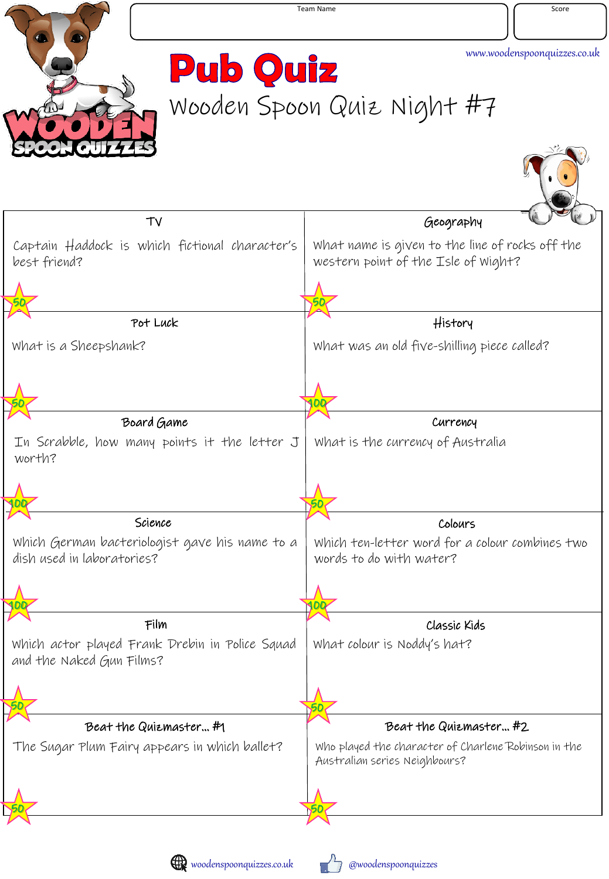Team Name

Score

www.woodenspoonquizzes.co.uk

# Pub Quiz

## Wooden Spoon Quiz Night #7

### TV

Captain Haddock is which fictional character's best friend?

50

### Geography

What name is given to the line of rocks off the western point of the Isle of Wight?

50

### Pot Luck

What is a Sheepshank?

50

### History

What was an old five-shilling piece called?

100

### Board Game

In Scrabble, how many points it the letter J worth?

100

### Currency

What is the currency of Australia

50

### Science

Which German bacteriologist gave his name to a dish used in laboratories?

100

### Colours

Which ten-letter word for a colour combines two words to do with water?

100

### Film

Which actor played Frank Drebin in Police Squad and the Naked Gun Films?

50

### Classic Kids

What colour is Noddy's hat?

50

### Beat the Quizmaster... #1

The Sugar Plum Fairy appears in which ballet?

50

### Beat the Quizmaster... #2

Who played the character of Charlene Robinson in the Australian series Neighbours?

50

woodenspoonquizzes.co.uk @woodenspoonquizzes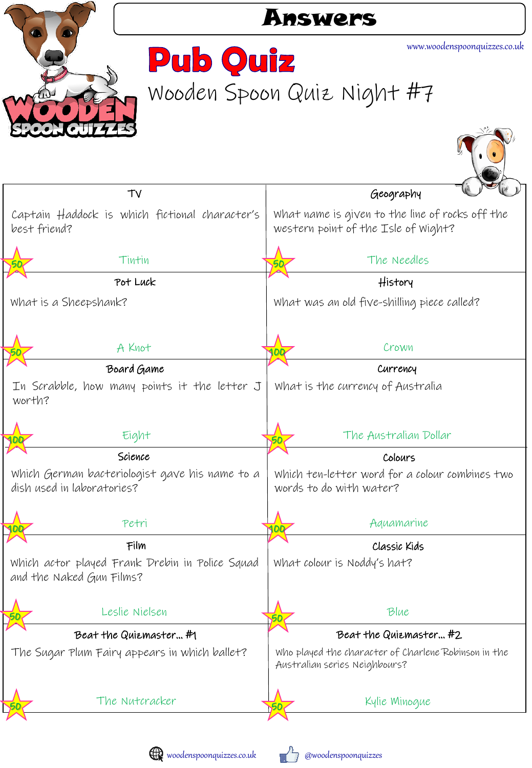# Answers

## Pub Quiz

### Wooden Spoon Quiz Night #7

www.woodenspoonquizzes.co.uk

**TV**

Captain Haddock is which fictional character's best friend?

50 — Tintin

**Geography**

What name is given to the line of rocks off the western point of the Isle of Wight?

50 — The Needles

**Pot Luck**

What is a Sheepshank?

50 — A Knot

**History**

What was an old five-shilling piece called?

100 — Crown

**Board Game**

In Scrabble, how many points it the letter J worth?

100 — Eight

**Currency**

What is the currency of Australia

50 — The Australian Dollar

**Science**

Which German bacteriologist gave his name to a dish used in laboratories?

100 — Petri

**Colours**

Which ten-letter word for a colour combines two words to do with water?

100 — Aquamarine

**Film**

Which actor played Frank Drebin in Police Squad and the Naked Gun Films?

50 — Leslie Nielsen

**Classic Kids**

What colour is Noddy's hat?

50 — Blue

**Beat the Quizmaster... #1**

The Sugar Plum Fairy appears in which ballet?

50 — The Nutcracker

**Beat the Quizmaster... #2**

Who played the character of Charlene Robinson in the Australian series Neighbours?

50 — Kylie Minogue

woodenspoonquizzes.co.uk @woodenspoonquizzes